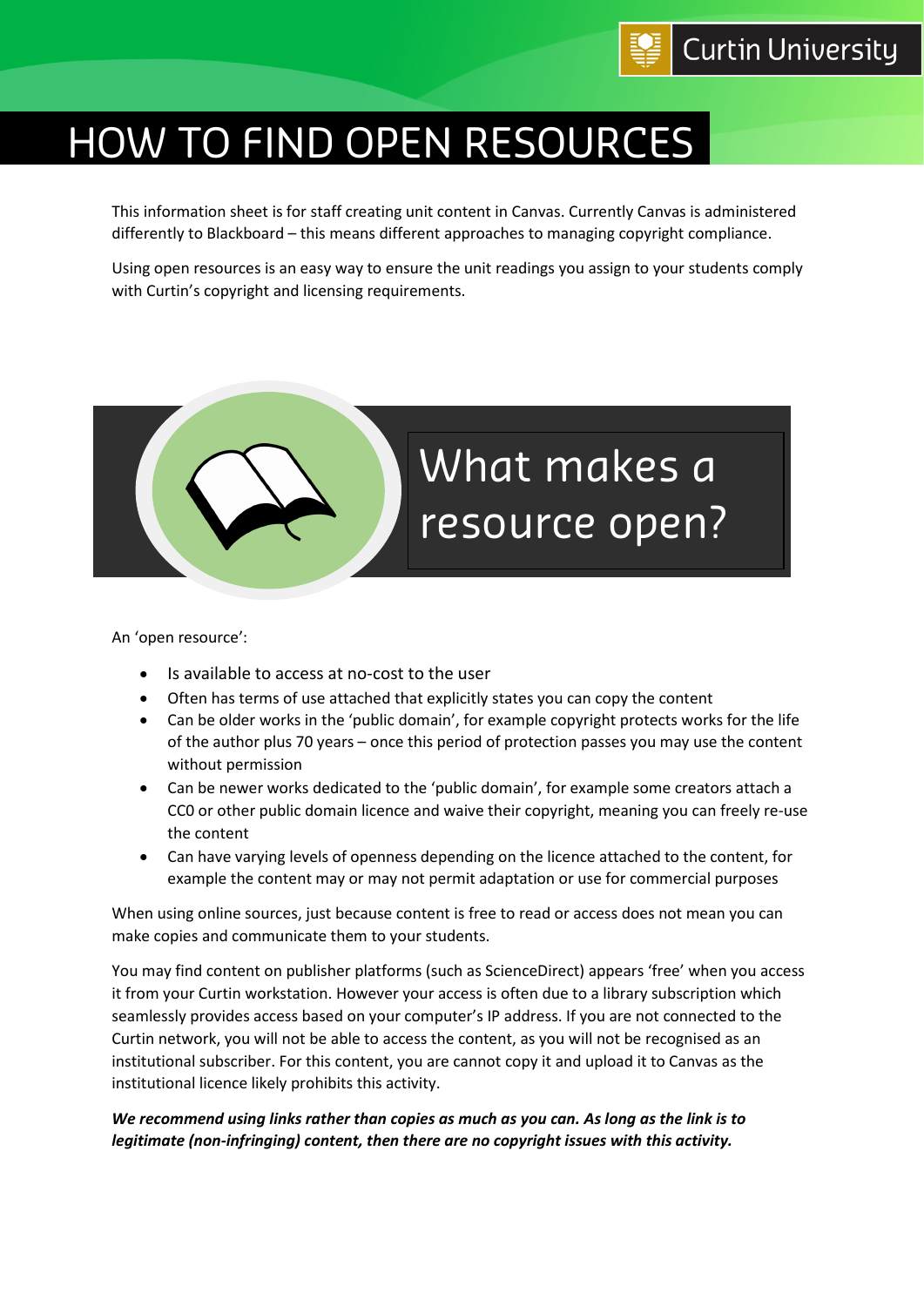# HOW TO FIND OPEN RESOURCES

This information sheet is for staff creating unit content in Canvas. Currently Canvas is administered differently to Blackboard – this means different approaches to managing copyright compliance.

Using open resources is an easy way to ensure the unit readings you assign to your students comply with Curtin's copyright and licensing requirements.

## What makes a resource open?

An 'open resource':

- Is available to access at no-cost to the user
- Often has terms of use attached that explicitly states you can copy the content
- Can be older works in the 'public domain', for example copyright protects works for the life of the author plus 70 years – once this period of protection passes you may use the content without permission
- Can be newer works dedicated to the 'public domain', for example some creators attach a CC0 or other public domain licence and waive their copyright, meaning you can freely re-use the content
- Can have varying levels of openness depending on the licence attached to the content, for example the content may or may not permit adaptation or use for commercial purposes

When using online sources, just because content is free to read or access does not mean you can make copies and communicate them to your students.

You may find content on publisher platforms (such as ScienceDirect) appears 'free' when you access it from your Curtin workstation. However your access is often due to a library subscription which seamlessly provides access based on your computer's IP address. If you are not connected to the Curtin network, you will not be able to access the content, as you will not be recognised as an institutional subscriber. For this content, you are cannot copy it and upload it to Canvas as the institutional licence likely prohibits this activity.

***We recommend using links rather than copies as much as you can. As long as the link is to legitimate (non-infringing) content, then there are no copyright issues with this activity.***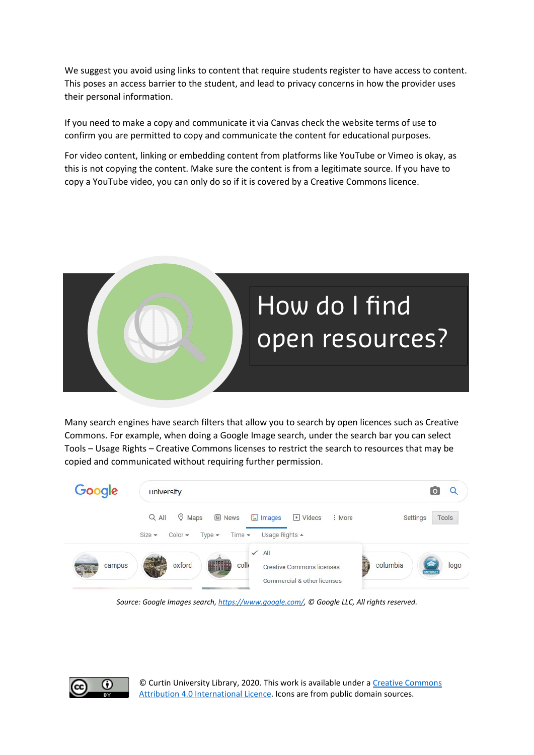We suggest you avoid using links to content that require students register to have access to content. This poses an access barrier to the student, and lead to privacy concerns in how the provider uses their personal information.

If you need to make a copy and communicate it via Canvas check the website terms of use to confirm you are permitted to copy and communicate the content for educational purposes.

For video content, linking or embedding content from platforms like YouTube or Vimeo is okay, as this is not copying the content. Make sure the content is from a legitimate source. If you have to copy a YouTube video, you can only do so if it is covered by a Creative Commons licence.

# How do I find open resources?

Many search engines have search filters that allow you to search by open licences such as Creative Commons. For example, when doing a Google Image search, under the search bar you can select Tools – Usage Rights – Creative Commons licenses to restrict the search to resources that may be copied and communicated without requiring further permission.

*Source: Google Images search, [https://www.google.com/](https://www.google.com/), © Google LLC, All rights reserved.*

© Curtin University Library, 2020. This work is available under a [Creative Commons Attribution 4.0 International Licence](https://creativecommons.org/licenses/by/4.0/). Icons are from public domain sources.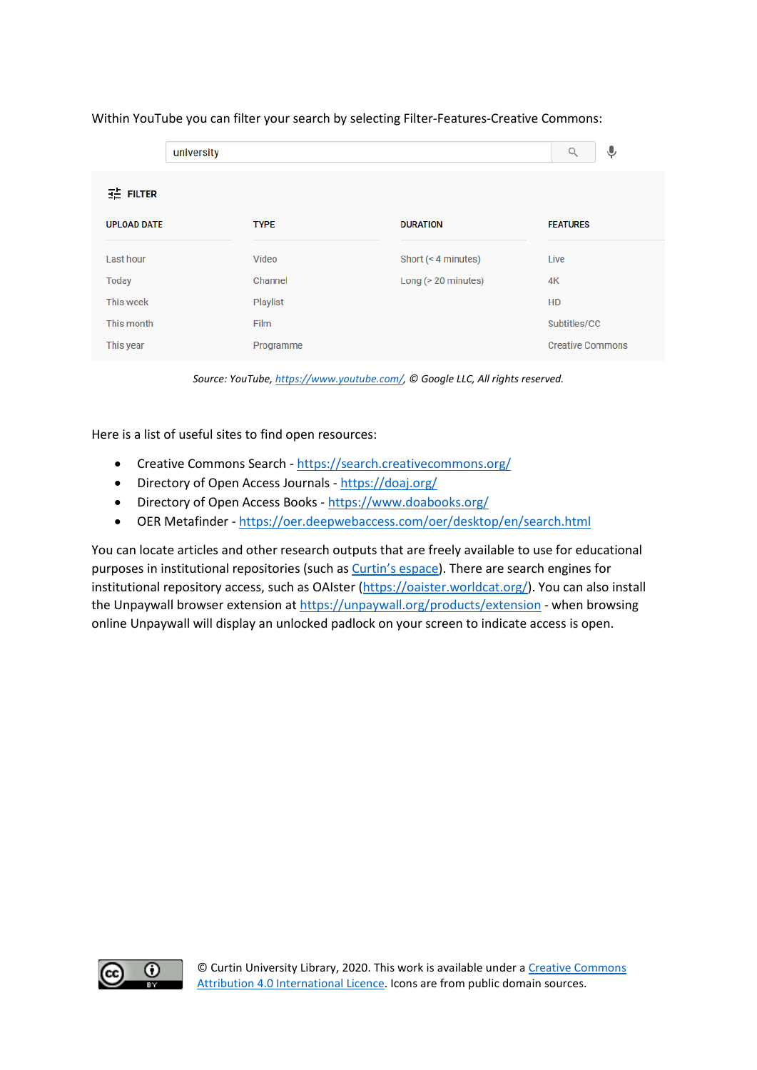Within YouTube you can filter your search by selecting Filter-Features-Creative Commons:

| UPLOAD DATE | TYPE | DURATION | FEATURES |
|---|---|---|---|
| Last hour | Video | Short (< 4 minutes) | Live |
| Today | Channel | Long (> 20 minutes) | 4K |
| This week | Playlist | | HD |
| This month | Film | | Subtitles/CC |
| This year | Programme | | Creative Commons |

*Source: YouTube, https://www.youtube.com/, © Google LLC, All rights reserved.*

Here is a list of useful sites to find open resources:

- Creative Commons Search - https://search.creativecommons.org/
- Directory of Open Access Journals - https://doaj.org/
- Directory of Open Access Books - https://www.doabooks.org/
- OER Metafinder - https://oer.deepwebaccess.com/oer/desktop/en/search.html

You can locate articles and other research outputs that are freely available to use for educational purposes in institutional repositories (such as Curtin's espace). There are search engines for institutional repository access, such as OAIster (https://oaister.worldcat.org/). You can also install the Unpaywall browser extension at https://unpaywall.org/products/extension - when browsing online Unpaywall will display an unlocked padlock on your screen to indicate access is open.

© Curtin University Library, 2020. This work is available under a Creative Commons Attribution 4.0 International Licence. Icons are from public domain sources.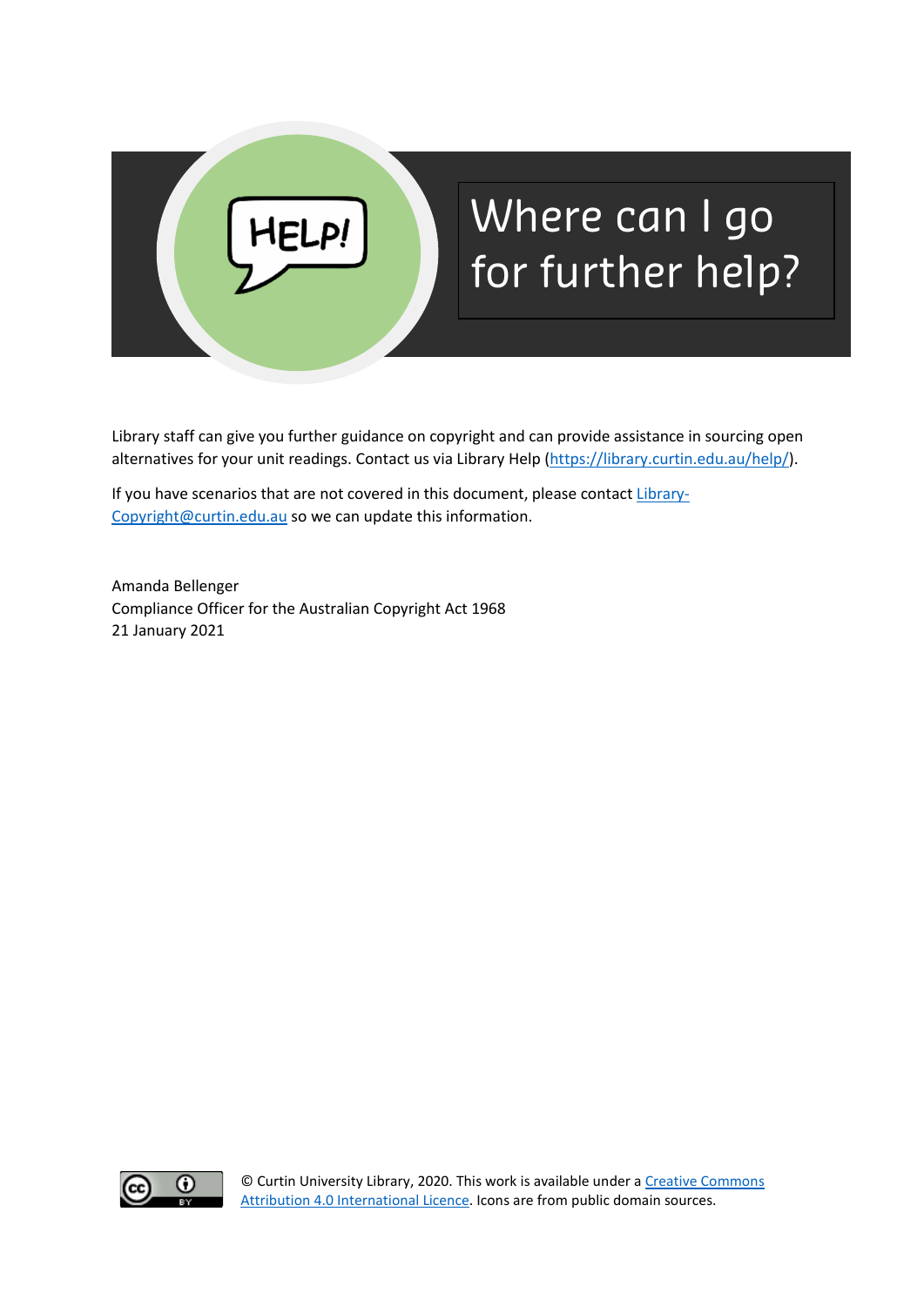# Where can I go for further help?

Library staff can give you further guidance on copyright and can provide assistance in sourcing open alternatives for your unit readings. Contact us via Library Help (https://library.curtin.edu.au/help/).

If you have scenarios that are not covered in this document, please contact Library-Copyright@curtin.edu.au so we can update this information.

Amanda Bellenger
Compliance Officer for the Australian Copyright Act 1968
21 January 2021

© Curtin University Library, 2020. This work is available under a Creative Commons Attribution 4.0 International Licence. Icons are from public domain sources.